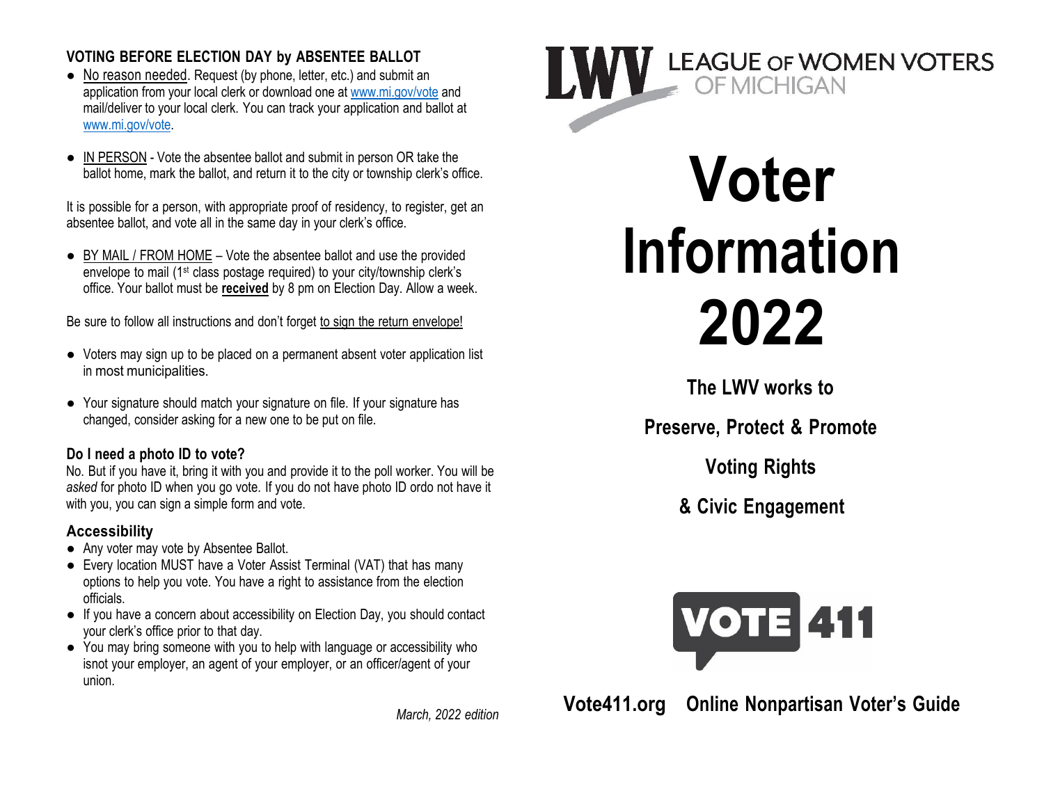## VOTING BEFORE ELECTION DAY by ABSENTEE BALLOT

- No reason needed. Request (by phone, letter, etc.) and submit an application from your local clerk or download one at www.mi.gov/vote and mail/deliver to your local clerk. You can track your application and ballot at www.mi.gov/vote.

- IN PERSON - Vote the absentee ballot and submit in person OR take the ballot home, mark the ballot, and return it to the city or township clerk's office.

It is possible for a person, with appropriate proof of residency, to register, get an absentee ballot, and vote all in the same day in your clerk's office.

- BY MAIL / FROM HOME – Vote the absentee ballot and use the provided envelope to mail (1st class postage required) to your city/township clerk's office. Your ballot must be **received** by 8 pm on Election Day. Allow a week.

Be sure to follow all instructions and don't forget to sign the return envelope!

- Voters may sign up to be placed on a permanent absent voter application list in most municipalities.

- Your signature should match your signature on file. If your signature has changed, consider asking for a new one to be put on file.

### Do I need a photo ID to vote?

No. But if you have it, bring it with you and provide it to the poll worker. You will be *asked* for photo ID when you go vote. If you do not have photo ID ordo not have it with you, you can sign a simple form and vote.

### Accessibility

- Any voter may vote by Absentee Ballot.
- Every location MUST have a Voter Assist Terminal (VAT) that has many options to help you vote. You have a right to assistance from the election officials.
- If you have a concern about accessibility on Election Day, you should contact your clerk's office prior to that day.
- You may bring someone with you to help with language or accessibility who isnot your employer, an agent of your employer, or an officer/agent of your union.

*March, 2022 edition*

LWV LEAGUE OF WOMEN VOTERS OF MICHIGAN

# Voter Information 2022

**The LWV works to**

**Preserve, Protect & Promote**

**Voting Rights**

**& Civic Engagement**

VOTE 411

**Vote411.org Online Nonpartisan Voter's Guide**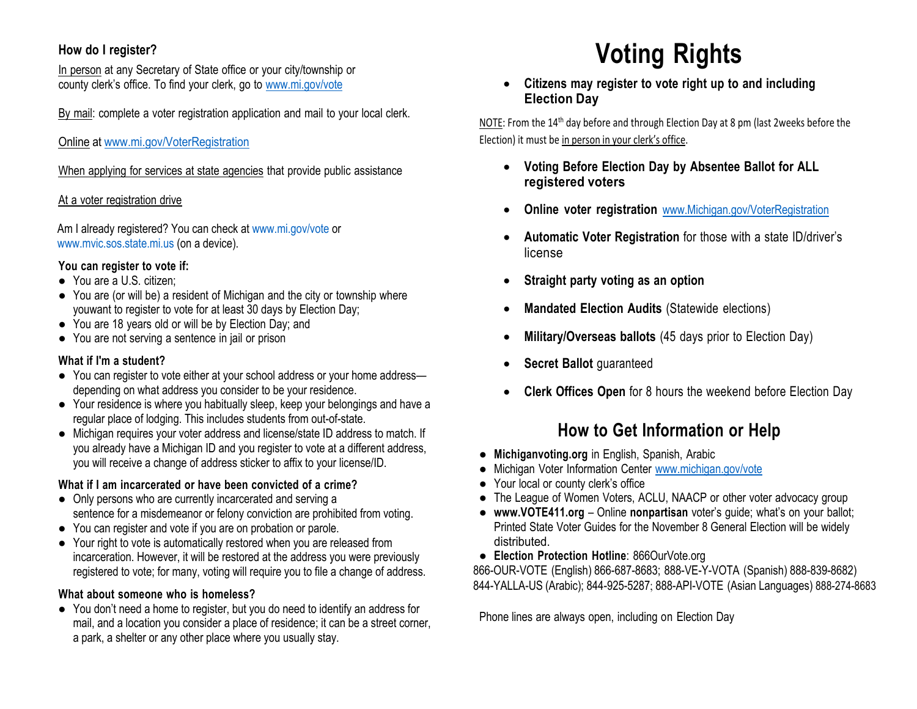### How do I register?

In person at any Secretary of State office or your city/township or county clerk's office. To find your clerk, go to www.mi.gov/vote

By mail: complete a voter registration application and mail to your local clerk.

Online at www.mi.gov/VoterRegistration

When applying for services at state agencies that provide public assistance

At a voter registration drive

Am I already registered? You can check at www.mi.gov/vote or www.mvic.sos.state.mi.us (on a device).

**You can register to vote if:**

- You are a U.S. citizen;
- You are (or will be) a resident of Michigan and the city or township where youwant to register to vote for at least 30 days by Election Day;
- You are 18 years old or will be by Election Day; and
- You are not serving a sentence in jail or prison

**What if I'm a student?**

- You can register to vote either at your school address or your home address—depending on what address you consider to be your residence.
- Your residence is where you habitually sleep, keep your belongings and have a regular place of lodging. This includes students from out-of-state.
- Michigan requires your voter address and license/state ID address to match. If you already have a Michigan ID and you register to vote at a different address, you will receive a change of address sticker to affix to your license/ID.

**What if I am incarcerated or have been convicted of a crime?**

- Only persons who are currently incarcerated and serving a sentence for a misdemeanor or felony conviction are prohibited from voting.
- You can register and vote if you are on probation or parole.
- Your right to vote is automatically restored when you are released from incarceration. However, it will be restored at the address you were previously registered to vote; for many, voting will require you to file a change of address.

**What about someone who is homeless?**

- You don't need a home to register, but you do need to identify an address for mail, and a location you consider a place of residence; it can be a street corner, a park, a shelter or any other place where you usually stay.

# Voting Rights

- **Citizens may register to vote right up to and including Election Day**

NOTE: From the 14th day before and through Election Day at 8 pm (last 2weeks before the Election) it must be in person in your clerk's office.

- **Voting Before Election Day by Absentee Ballot for ALL registered voters**
- **Online voter registration** www.Michigan.gov/VoterRegistration
- **Automatic Voter Registration** for those with a state ID/driver's license
- **Straight party voting as an option**
- **Mandated Election Audits** (Statewide elections)
- **Military/Overseas ballots** (45 days prior to Election Day)
- **Secret Ballot** guaranteed
- **Clerk Offices Open** for 8 hours the weekend before Election Day

## How to Get Information or Help

- **Michiganvoting.org** in English, Spanish, Arabic
- Michigan Voter Information Center www.michigan.gov/vote
- Your local or county clerk's office
- The League of Women Voters, ACLU, NAACP or other voter advocacy group
- **www.VOTE411.org** – Online **nonpartisan** voter's guide; what's on your ballot; Printed State Voter Guides for the November 8 General Election will be widely distributed.
- **Election Protection Hotline**: 866OurVote.org

866-OUR-VOTE (English) 866-687-8683; 888-VE-Y-VOTA (Spanish) 888-839-8682) 844-YALLA-US (Arabic); 844-925-5287; 888-API-VOTE (Asian Languages) 888-274-8683

Phone lines are always open, including on Election Day